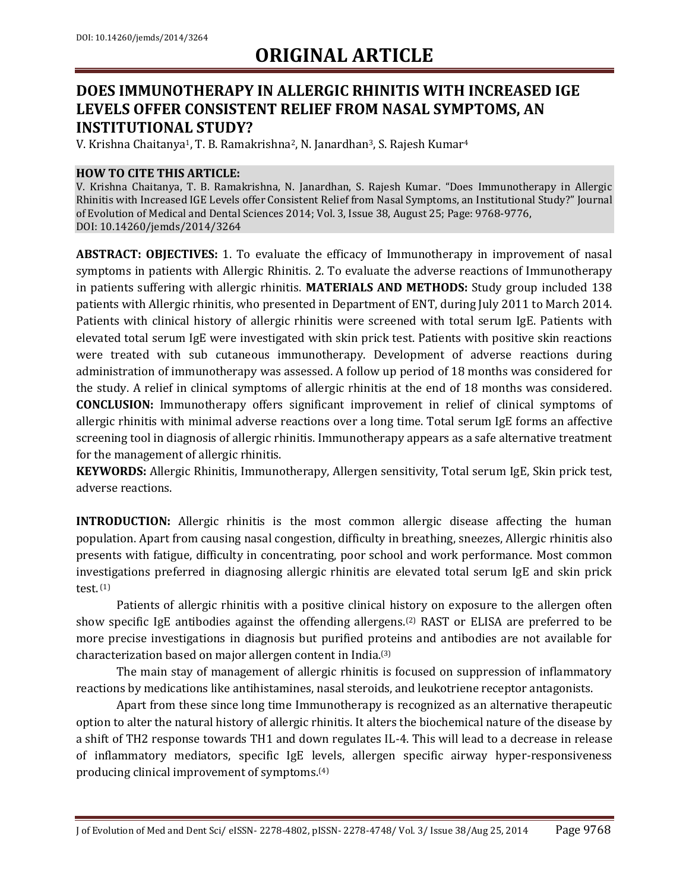DOI: 10.14260/jemds/2014/3264

# ORIGINAL ARTICLE

## DOES IMMUNOTHERAPY IN ALLERGIC RHINITIS WITH INCREASED IGE LEVELS OFFER CONSISTENT RELIEF FROM NASAL SYMPTOMS, AN INSTITUTIONAL STUDY?

V. Krishna Chaitanya[1], T. B. Ramakrishna[2], N. Janardhan[3], S. Rajesh Kumar[4]

**HOW TO CITE THIS ARTICLE:**
V. Krishna Chaitanya, T. B. Ramakrishna, N. Janardhan, S. Rajesh Kumar. "Does Immunotherapy in Allergic Rhinitis with Increased IGE Levels offer Consistent Relief from Nasal Symptoms, an Institutional Study?" Journal of Evolution of Medical and Dental Sciences 2014; Vol. 3, Issue 38, August 25; Page: 9768-9776, DOI: 10.14260/jemds/2014/3264

**ABSTRACT: OBJECTIVES:** 1. To evaluate the efficacy of Immunotherapy in improvement of nasal symptoms in patients with Allergic Rhinitis. 2. To evaluate the adverse reactions of Immunotherapy in patients suffering with allergic rhinitis. **MATERIALS AND METHODS:** Study group included 138 patients with Allergic rhinitis, who presented in Department of ENT, during July 2011 to March 2014. Patients with clinical history of allergic rhinitis were screened with total serum IgE. Patients with elevated total serum IgE were investigated with skin prick test. Patients with positive skin reactions were treated with sub cutaneous immunotherapy. Development of adverse reactions during administration of immunotherapy was assessed. A follow up period of 18 months was considered for the study. A relief in clinical symptoms of allergic rhinitis at the end of 18 months was considered. **CONCLUSION:** Immunotherapy offers significant improvement in relief of clinical symptoms of allergic rhinitis with minimal adverse reactions over a long time. Total serum IgE forms an affective screening tool in diagnosis of allergic rhinitis. Immunotherapy appears as a safe alternative treatment for the management of allergic rhinitis.

**KEYWORDS:** Allergic Rhinitis, Immunotherapy, Allergen sensitivity, Total serum IgE, Skin prick test, adverse reactions.

**INTRODUCTION:** Allergic rhinitis is the most common allergic disease affecting the human population. Apart from causing nasal congestion, difficulty in breathing, sneezes, Allergic rhinitis also presents with fatigue, difficulty in concentrating, poor school and work performance. Most common investigations preferred in diagnosing allergic rhinitis are elevated total serum IgE and skin prick test.[1]

Patients of allergic rhinitis with a positive clinical history on exposure to the allergen often show specific IgE antibodies against the offending allergens.[2] RAST or ELISA are preferred to be more precise investigations in diagnosis but purified proteins and antibodies are not available for characterization based on major allergen content in India.[3]

The main stay of management of allergic rhinitis is focused on suppression of inflammatory reactions by medications like antihistamines, nasal steroids, and leukotriene receptor antagonists.

Apart from these since long time Immunotherapy is recognized as an alternative therapeutic option to alter the natural history of allergic rhinitis. It alters the biochemical nature of the disease by a shift of TH2 response towards TH1 and down regulates IL-4. This will lead to a decrease in release of inflammatory mediators, specific IgE levels, allergen specific airway hyper-responsiveness producing clinical improvement of symptoms.[4]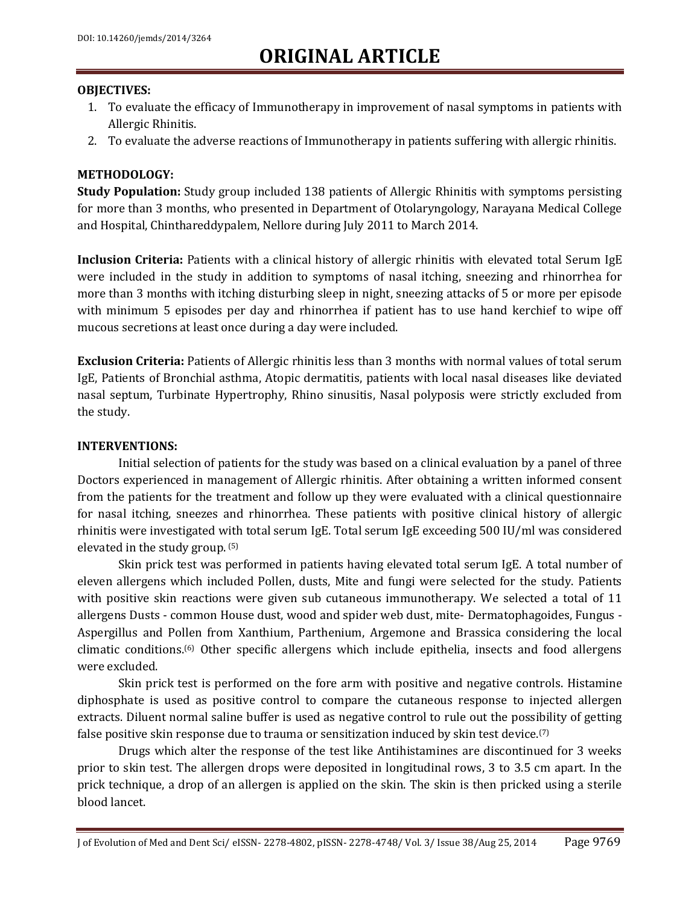**OBJECTIVES:**

1. To evaluate the efficacy of Immunotherapy in improvement of nasal symptoms in patients with Allergic Rhinitis.
2. To evaluate the adverse reactions of Immunotherapy in patients suffering with allergic rhinitis.

**METHODOLOGY:**

**Study Population:** Study group included 138 patients of Allergic Rhinitis with symptoms persisting for more than 3 months, who presented in Department of Otolaryngology, Narayana Medical College and Hospital, Chinthareddypalem, Nellore during July 2011 to March 2014.

**Inclusion Criteria:** Patients with a clinical history of allergic rhinitis with elevated total Serum IgE were included in the study in addition to symptoms of nasal itching, sneezing and rhinorrhea for more than 3 months with itching disturbing sleep in night, sneezing attacks of 5 or more per episode with minimum 5 episodes per day and rhinorrhea if patient has to use hand kerchief to wipe off mucous secretions at least once during a day were included.

**Exclusion Criteria:** Patients of Allergic rhinitis less than 3 months with normal values of total serum IgE, Patients of Bronchial asthma, Atopic dermatitis, patients with local nasal diseases like deviated nasal septum, Turbinate Hypertrophy, Rhino sinusitis, Nasal polyposis were strictly excluded from the study.

**INTERVENTIONS:**

Initial selection of patients for the study was based on a clinical evaluation by a panel of three Doctors experienced in management of Allergic rhinitis. After obtaining a written informed consent from the patients for the treatment and follow up they were evaluated with a clinical questionnaire for nasal itching, sneezes and rhinorrhea. These patients with positive clinical history of allergic rhinitis were investigated with total serum IgE. Total serum IgE exceeding 500 IU/ml was considered elevated in the study group. [5]

Skin prick test was performed in patients having elevated total serum IgE. A total number of eleven allergens which included Pollen, dusts, Mite and fungi were selected for the study. Patients with positive skin reactions were given sub cutaneous immunotherapy. We selected a total of 11 allergens Dusts - common House dust, wood and spider web dust, mite- Dermatophagoides, Fungus - Aspergillus and Pollen from Xanthium, Parthenium, Argemone and Brassica considering the local climatic conditions.[6] Other specific allergens which include epithelia, insects and food allergens were excluded.

Skin prick test is performed on the fore arm with positive and negative controls. Histamine diphosphate is used as positive control to compare the cutaneous response to injected allergen extracts. Diluent normal saline buffer is used as negative control to rule out the possibility of getting false positive skin response due to trauma or sensitization induced by skin test device.[7]

Drugs which alter the response of the test like Antihistamines are discontinued for 3 weeks prior to skin test. The allergen drops were deposited in longitudinal rows, 3 to 3.5 cm apart. In the prick technique, a drop of an allergen is applied on the skin. The skin is then pricked using a sterile blood lancet.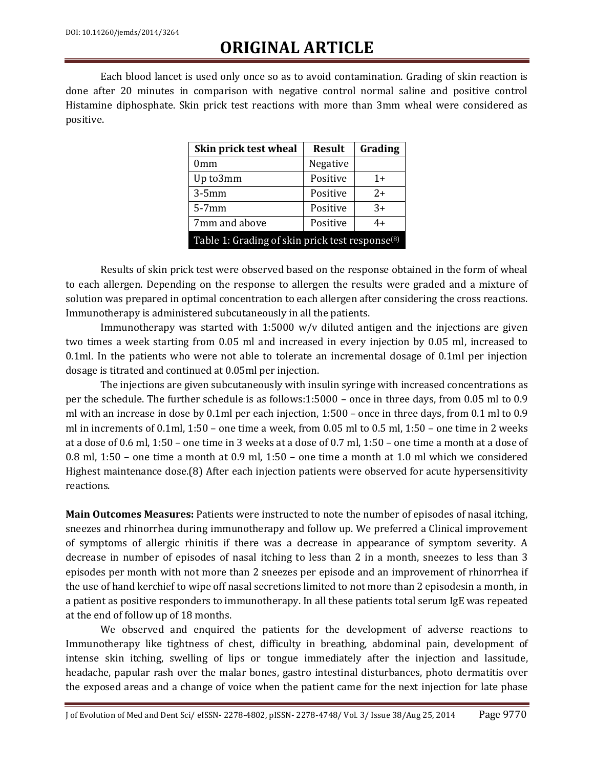Each blood lancet is used only once so as to avoid contamination. Grading of skin reaction is done after 20 minutes in comparison with negative control normal saline and positive control Histamine diphosphate. Skin prick test reactions with more than 3mm wheal were considered as positive.

| Skin prick test wheal | Result | Grading |
|---|---|---|
| 0mm | Negative | |
| Up to3mm | Positive | 1+ |
| 3-5mm | Positive | 2+ |
| 5-7mm | Positive | 3+ |
| 7mm and above | Positive | 4+ |

Table 1: Grading of skin prick test response[8]

Results of skin prick test were observed based on the response obtained in the form of wheal to each allergen. Depending on the response to allergen the results were graded and a mixture of solution was prepared in optimal concentration to each allergen after considering the cross reactions. Immunotherapy is administered subcutaneously in all the patients.

Immunotherapy was started with 1:5000 w/v diluted antigen and the injections are given two times a week starting from 0.05 ml and increased in every injection by 0.05 ml, increased to 0.1ml. In the patients who were not able to tolerate an incremental dosage of 0.1ml per injection dosage is titrated and continued at 0.05ml per injection.

The injections are given subcutaneously with insulin syringe with increased concentrations as per the schedule. The further schedule is as follows:1:5000 – once in three days, from 0.05 ml to 0.9 ml with an increase in dose by 0.1ml per each injection, 1:500 – once in three days, from 0.1 ml to 0.9 ml in increments of 0.1ml, 1:50 – one time a week, from 0.05 ml to 0.5 ml, 1:50 – one time in 2 weeks at a dose of 0.6 ml, 1:50 – one time in 3 weeks at a dose of 0.7 ml, 1:50 – one time a month at a dose of 0.8 ml, 1:50 – one time a month at 0.9 ml, 1:50 – one time a month at 1.0 ml which we considered Highest maintenance dose.(8) After each injection patients were observed for acute hypersensitivity reactions.

**Main Outcomes Measures:** Patients were instructed to note the number of episodes of nasal itching, sneezes and rhinorrhea during immunotherapy and follow up. We preferred a Clinical improvement of symptoms of allergic rhinitis if there was a decrease in appearance of symptom severity. A decrease in number of episodes of nasal itching to less than 2 in a month, sneezes to less than 3 episodes per month with not more than 2 sneezes per episode and an improvement of rhinorrhea if the use of hand kerchief to wipe off nasal secretions limited to not more than 2 episodesin a month, in a patient as positive responders to immunotherapy. In all these patients total serum IgE was repeated at the end of follow up of 18 months.

We observed and enquired the patients for the development of adverse reactions to Immunotherapy like tightness of chest, difficulty in breathing, abdominal pain, development of intense skin itching, swelling of lips or tongue immediately after the injection and lassitude, headache, papular rash over the malar bones, gastro intestinal disturbances, photo dermatitis over the exposed areas and a change of voice when the patient came for the next injection for late phase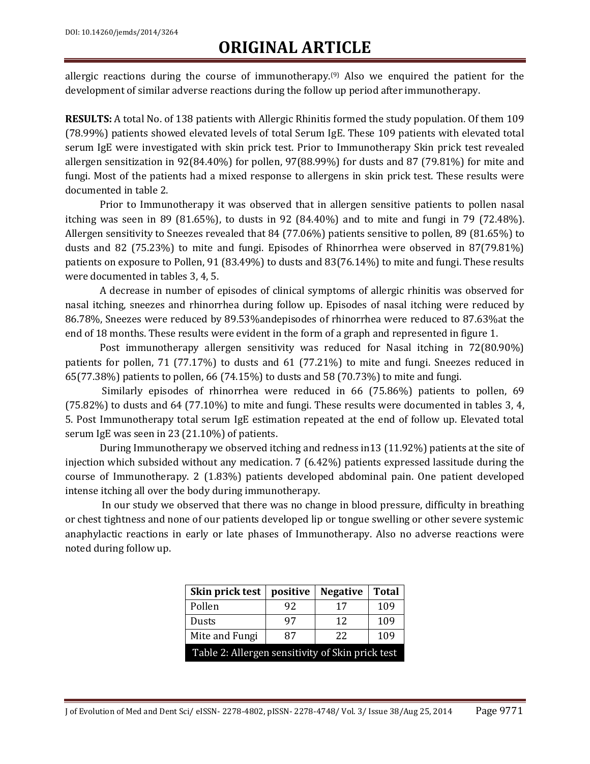allergic reactions during the course of immunotherapy.[9] Also we enquired the patient for the development of similar adverse reactions during the follow up period after immunotherapy.

**RESULTS:** A total No. of 138 patients with Allergic Rhinitis formed the study population. Of them 109 (78.99%) patients showed elevated levels of total Serum IgE. These 109 patients with elevated total serum IgE were investigated with skin prick test. Prior to Immunotherapy Skin prick test revealed allergen sensitization in 92(84.40%) for pollen, 97(88.99%) for dusts and 87 (79.81%) for mite and fungi. Most of the patients had a mixed response to allergens in skin prick test. These results were documented in table 2.

Prior to Immunotherapy it was observed that in allergen sensitive patients to pollen nasal itching was seen in 89 (81.65%), to dusts in 92 (84.40%) and to mite and fungi in 79 (72.48%). Allergen sensitivity to Sneezes revealed that 84 (77.06%) patients sensitive to pollen, 89 (81.65%) to dusts and 82 (75.23%) to mite and fungi. Episodes of Rhinorrhea were observed in 87(79.81%) patients on exposure to Pollen, 91 (83.49%) to dusts and 83(76.14%) to mite and fungi. These results were documented in tables 3, 4, 5.

A decrease in number of episodes of clinical symptoms of allergic rhinitis was observed for nasal itching, sneezes and rhinorrhea during follow up. Episodes of nasal itching were reduced by 86.78%, Sneezes were reduced by 89.53%andepisodes of rhinorrhea were reduced to 87.63%at the end of 18 months. These results were evident in the form of a graph and represented in figure 1.

Post immunotherapy allergen sensitivity was reduced for Nasal itching in 72(80.90%) patients for pollen, 71 (77.17%) to dusts and 61 (77.21%) to mite and fungi. Sneezes reduced in 65(77.38%) patients to pollen, 66 (74.15%) to dusts and 58 (70.73%) to mite and fungi.

Similarly episodes of rhinorrhea were reduced in 66 (75.86%) patients to pollen, 69 (75.82%) to dusts and 64 (77.10%) to mite and fungi. These results were documented in tables 3, 4, 5. Post Immunotherapy total serum IgE estimation repeated at the end of follow up. Elevated total serum IgE was seen in 23 (21.10%) of patients.

During Immunotherapy we observed itching and redness in13 (11.92%) patients at the site of injection which subsided without any medication. 7 (6.42%) patients expressed lassitude during the course of Immunotherapy. 2 (1.83%) patients developed abdominal pain. One patient developed intense itching all over the body during immunotherapy.

In our study we observed that there was no change in blood pressure, difficulty in breathing or chest tightness and none of our patients developed lip or tongue swelling or other severe systemic anaphylactic reactions in early or late phases of Immunotherapy. Also no adverse reactions were noted during follow up.

| Skin prick test | positive | Negative | Total |
|---|---|---|---|
| Pollen | 92 | 17 | 109 |
| Dusts | 97 | 12 | 109 |
| Mite and Fungi | 87 | 22 | 109 |

Table 2: Allergen sensitivity of Skin prick test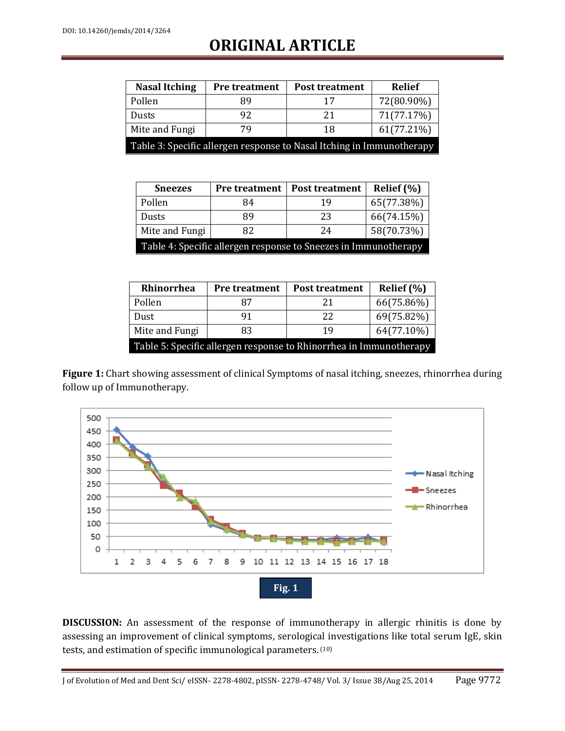| Nasal Itching | Pre treatment | Post treatment | Relief |
|---|---|---|---|
| Pollen | 89 | 17 | 72(80.90%) |
| Dusts | 92 | 21 | 71(77.17%) |
| Mite and Fungi | 79 | 18 | 61(77.21%) |

Table 3: Specific allergen response to Nasal Itching in Immunotherapy

| Sneezes | Pre treatment | Post treatment | Relief (%) |
|---|---|---|---|
| Pollen | 84 | 19 | 65(77.38%) |
| Dusts | 89 | 23 | 66(74.15%) |
| Mite and Fungi | 82 | 24 | 58(70.73%) |

Table 4: Specific allergen response to Sneezes in Immunotherapy

| Rhinorrhea | Pre treatment | Post treatment | Relief (%) |
|---|---|---|---|
| Pollen | 87 | 21 | 66(75.86%) |
| Dust | 91 | 22 | 69(75.82%) |
| Mite and Fungi | 83 | 19 | 64(77.10%) |

Table 5: Specific allergen response to Rhinorrhea in Immunotherapy

**Figure 1:** Chart showing assessment of clinical Symptoms of nasal itching, sneezes, rhinorrhea during follow up of Immunotherapy.

500
450
400
350
300
250
200
150
100
50
0

1 2 3 4 5 6 7 8 9 10 11 12 13 14 15 16 17 18

Nasal Itching
Sneezes
Rhinorrhea

**Fig. 1**

**DISCUSSION:** An assessment of the response of immunotherapy in allergic rhinitis is done by assessing an improvement of clinical symptoms, serological investigations like total serum IgE, skin tests, and estimation of specific immunological parameters.[10]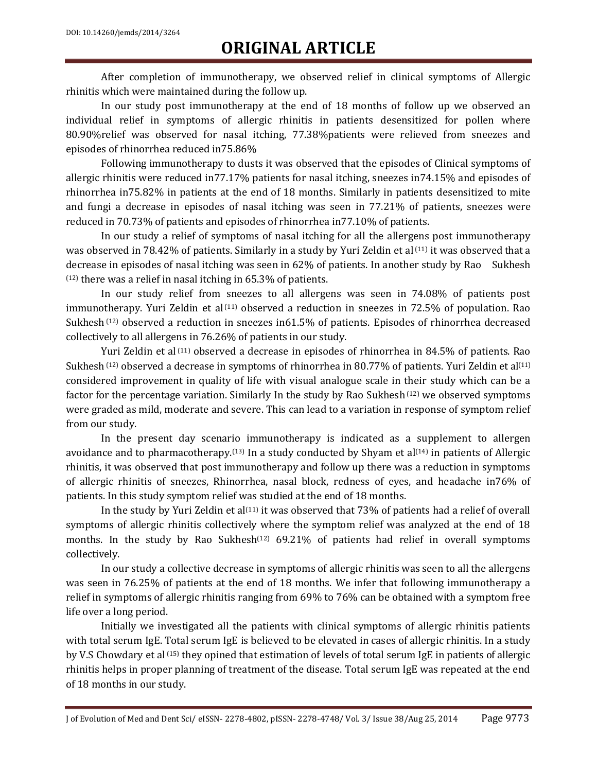After completion of immunotherapy, we observed relief in clinical symptoms of Allergic rhinitis which were maintained during the follow up.

In our study post immunotherapy at the end of 18 months of follow up we observed an individual relief in symptoms of allergic rhinitis in patients desensitized for pollen where 80.90%relief was observed for nasal itching, 77.38%patients were relieved from sneezes and episodes of rhinorrhea reduced in75.86%

Following immunotherapy to dusts it was observed that the episodes of Clinical symptoms of allergic rhinitis were reduced in77.17% patients for nasal itching, sneezes in74.15% and episodes of rhinorrhea in75.82% in patients at the end of 18 months. Similarly in patients desensitized to mite and fungi a decrease in episodes of nasal itching was seen in 77.21% of patients, sneezes were reduced in 70.73% of patients and episodes of rhinorrhea in77.10% of patients.

In our study a relief of symptoms of nasal itching for all the allergens post immunotherapy was observed in 78.42% of patients. Similarly in a study by Yuri Zeldin et al [11] it was observed that a decrease in episodes of nasal itching was seen in 62% of patients. In another study by Rao Sukhesh [12] there was a relief in nasal itching in 65.3% of patients.

In our study relief from sneezes to all allergens was seen in 74.08% of patients post immunotherapy. Yuri Zeldin et al [11] observed a reduction in sneezes in 72.5% of population. Rao Sukhesh [12] observed a reduction in sneezes in61.5% of patients. Episodes of rhinorrhea decreased collectively to all allergens in 76.26% of patients in our study.

Yuri Zeldin et al [11] observed a decrease in episodes of rhinorrhea in 84.5% of patients. Rao Sukhesh [12] observed a decrease in symptoms of rhinorrhea in 80.77% of patients. Yuri Zeldin et al[11] considered improvement in quality of life with visual analogue scale in their study which can be a factor for the percentage variation. Similarly In the study by Rao Sukhesh [12] we observed symptoms were graded as mild, moderate and severe. This can lead to a variation in response of symptom relief from our study.

In the present day scenario immunotherapy is indicated as a supplement to allergen avoidance and to pharmacotherapy.[13] In a study conducted by Shyam et al[14] in patients of Allergic rhinitis, it was observed that post immunotherapy and follow up there was a reduction in symptoms of allergic rhinitis of sneezes, Rhinorrhea, nasal block, redness of eyes, and headache in76% of patients. In this study symptom relief was studied at the end of 18 months.

In the study by Yuri Zeldin et al[11] it was observed that 73% of patients had a relief of overall symptoms of allergic rhinitis collectively where the symptom relief was analyzed at the end of 18 months. In the study by Rao Sukhesh[12] 69.21% of patients had relief in overall symptoms collectively.

In our study a collective decrease in symptoms of allergic rhinitis was seen to all the allergens was seen in 76.25% of patients at the end of 18 months. We infer that following immunotherapy a relief in symptoms of allergic rhinitis ranging from 69% to 76% can be obtained with a symptom free life over a long period.

Initially we investigated all the patients with clinical symptoms of allergic rhinitis patients with total serum IgE. Total serum IgE is believed to be elevated in cases of allergic rhinitis. In a study by V.S Chowdary et al [15] they opined that estimation of levels of total serum IgE in patients of allergic rhinitis helps in proper planning of treatment of the disease. Total serum IgE was repeated at the end of 18 months in our study.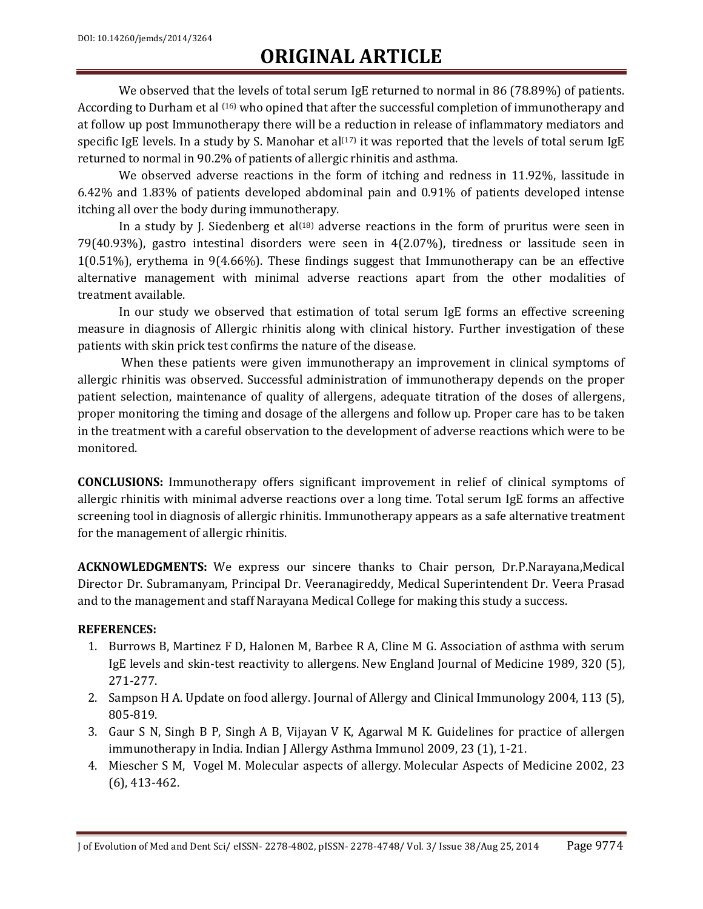We observed that the levels of total serum IgE returned to normal in 86 (78.89%) of patients. According to Durham et al [16] who opined that after the successful completion of immunotherapy and at follow up post Immunotherapy there will be a reduction in release of inflammatory mediators and specific IgE levels. In a study by S. Manohar et al[17] it was reported that the levels of total serum IgE returned to normal in 90.2% of patients of allergic rhinitis and asthma.

We observed adverse reactions in the form of itching and redness in 11.92%, lassitude in 6.42% and 1.83% of patients developed abdominal pain and 0.91% of patients developed intense itching all over the body during immunotherapy.

In a study by J. Siedenberg et al[18] adverse reactions in the form of pruritus were seen in 79(40.93%), gastro intestinal disorders were seen in 4(2.07%), tiredness or lassitude seen in 1(0.51%), erythema in 9(4.66%). These findings suggest that Immunotherapy can be an effective alternative management with minimal adverse reactions apart from the other modalities of treatment available.

In our study we observed that estimation of total serum IgE forms an effective screening measure in diagnosis of Allergic rhinitis along with clinical history. Further investigation of these patients with skin prick test confirms the nature of the disease.

When these patients were given immunotherapy an improvement in clinical symptoms of allergic rhinitis was observed. Successful administration of immunotherapy depends on the proper patient selection, maintenance of quality of allergens, adequate titration of the doses of allergens, proper monitoring the timing and dosage of the allergens and follow up. Proper care has to be taken in the treatment with a careful observation to the development of adverse reactions which were to be monitored.

**CONCLUSIONS:** Immunotherapy offers significant improvement in relief of clinical symptoms of allergic rhinitis with minimal adverse reactions over a long time. Total serum IgE forms an affective screening tool in diagnosis of allergic rhinitis. Immunotherapy appears as a safe alternative treatment for the management of allergic rhinitis.

**ACKNOWLEDGMENTS:** We express our sincere thanks to Chair person, Dr.P.Narayana,Medical Director Dr. Subramanyam, Principal Dr. Veeranagireddy, Medical Superintendent Dr. Veera Prasad and to the management and staff Narayana Medical College for making this study a success.

**REFERENCES:**

1. Burrows B, Martinez F D, Halonen M, Barbee R A, Cline M G. Association of asthma with serum IgE levels and skin-test reactivity to allergens. New England Journal of Medicine 1989, 320 (5), 271-277.
2. Sampson H A. Update on food allergy. Journal of Allergy and Clinical Immunology 2004, 113 (5), 805-819.
3. Gaur S N, Singh B P, Singh A B, Vijayan V K, Agarwal M K. Guidelines for practice of allergen immunotherapy in India. Indian J Allergy Asthma Immunol 2009, 23 (1), 1-21.
4. Miescher S M, Vogel M. Molecular aspects of allergy. Molecular Aspects of Medicine 2002, 23 (6), 413-462.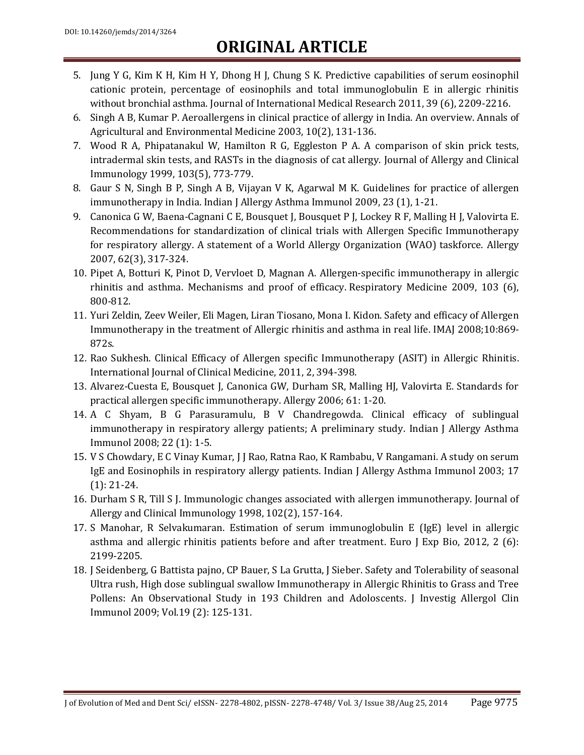5. Jung Y G, Kim K H, Kim H Y, Dhong H J, Chung S K. Predictive capabilities of serum eosinophil cationic protein, percentage of eosinophils and total immunoglobulin E in allergic rhinitis without bronchial asthma. Journal of International Medical Research 2011, 39 (6), 2209-2216.
6. Singh A B, Kumar P. Aeroallergens in clinical practice of allergy in India. An overview. Annals of Agricultural and Environmental Medicine 2003, 10(2), 131-136.
7. Wood R A, Phipatanakul W, Hamilton R G, Eggleston P A. A comparison of skin prick tests, intradermal skin tests, and RASTs in the diagnosis of cat allergy. Journal of Allergy and Clinical Immunology 1999, 103(5), 773-779.
8. Gaur S N, Singh B P, Singh A B, Vijayan V K, Agarwal M K. Guidelines for practice of allergen immunotherapy in India. Indian J Allergy Asthma Immunol 2009, 23 (1), 1-21.
9. Canonica G W, Baena-Cagnani C E, Bousquet J, Bousquet P J, Lockey R F, Malling H J, Valovirta E. Recommendations for standardization of clinical trials with Allergen Specific Immunotherapy for respiratory allergy. A statement of a World Allergy Organization (WAO) taskforce. Allergy 2007, 62(3), 317-324.
10. Pipet A, Botturi K, Pinot D, Vervloet D, Magnan A. Allergen-specific immunotherapy in allergic rhinitis and asthma. Mechanisms and proof of efficacy. Respiratory Medicine 2009, 103 (6), 800-812.
11. Yuri Zeldin, Zeev Weiler, Eli Magen, Liran Tiosano, Mona I. Kidon. Safety and efficacy of Allergen Immunotherapy in the treatment of Allergic rhinitis and asthma in real life. IMAJ 2008;10:869-872s.
12. Rao Sukhesh. Clinical Efficacy of Allergen specific Immunotherapy (ASIT) in Allergic Rhinitis. International Journal of Clinical Medicine, 2011, 2, 394-398.
13. Alvarez-Cuesta E, Bousquet J, Canonica GW, Durham SR, Malling HJ, Valovirta E. Standards for practical allergen specific immunotherapy. Allergy 2006; 61: 1-20.
14. A C Shyam, B G Parasuramulu, B V Chandregowda. Clinical efficacy of sublingual immunotherapy in respiratory allergy patients; A preliminary study. Indian J Allergy Asthma Immunol 2008; 22 (1): 1-5.
15. V S Chowdary, E C Vinay Kumar, J J Rao, Ratna Rao, K Rambabu, V Rangamani. A study on serum IgE and Eosinophils in respiratory allergy patients. Indian J Allergy Asthma Immunol 2003; 17 (1): 21-24.
16. Durham S R, Till S J. Immunologic changes associated with allergen immunotherapy. Journal of Allergy and Clinical Immunology 1998, 102(2), 157-164.
17. S Manohar, R Selvakumaran. Estimation of serum immunoglobulin E (IgE) level in allergic asthma and allergic rhinitis patients before and after treatment. Euro J Exp Bio, 2012, 2 (6): 2199-2205.
18. J Seidenberg, G Battista pajno, CP Bauer, S La Grutta, J Sieber. Safety and Tolerability of seasonal Ultra rush, High dose sublingual swallow Immunotherapy in Allergic Rhinitis to Grass and Tree Pollens: An Observational Study in 193 Children and Adoloscents. J Investig Allergol Clin Immunol 2009; Vol.19 (2): 125-131.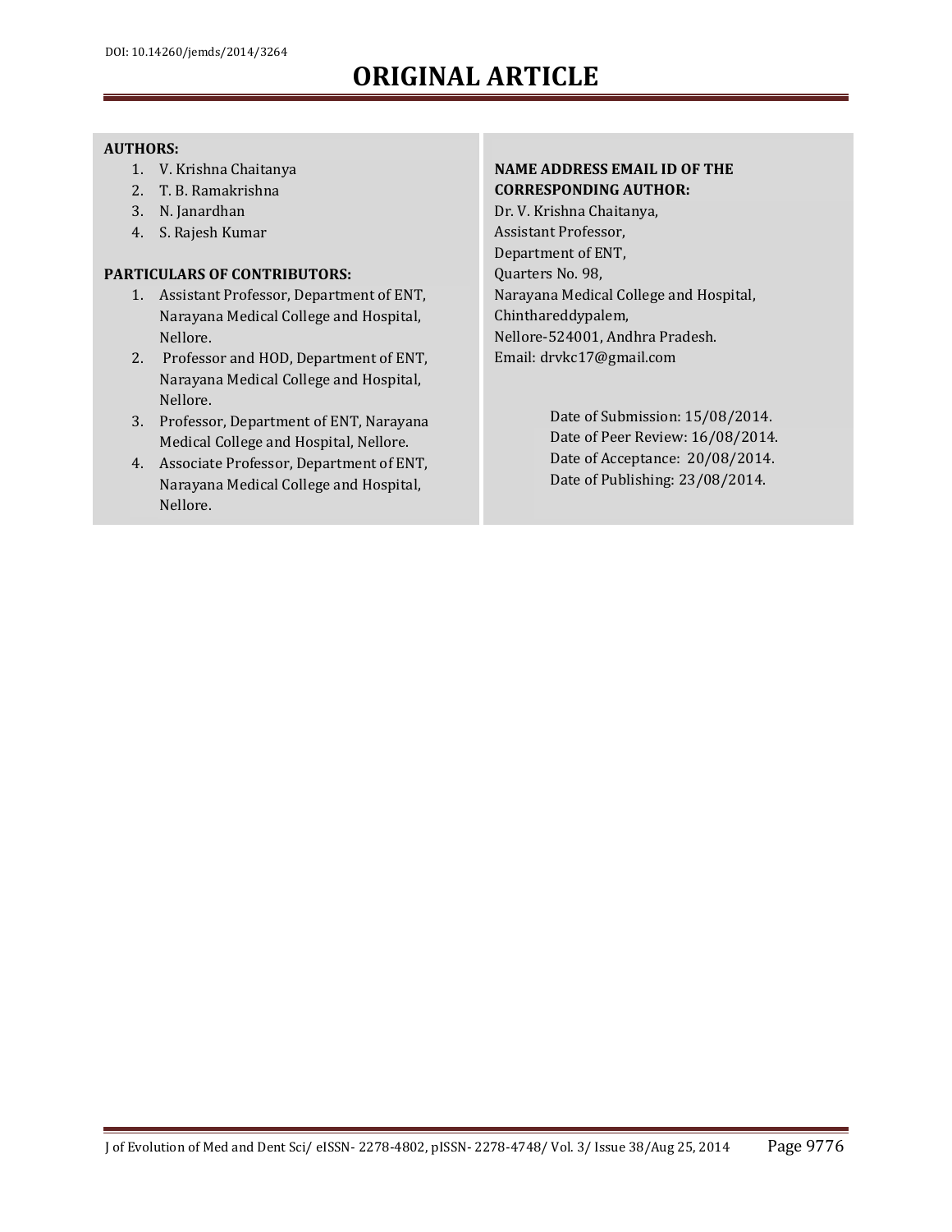**AUTHORS:**

1. V. Krishna Chaitanya
2. T. B. Ramakrishna
3. N. Janardhan
4. S. Rajesh Kumar

**PARTICULARS OF CONTRIBUTORS:**

1. Assistant Professor, Department of ENT, Narayana Medical College and Hospital, Nellore.
2. Professor and HOD, Department of ENT, Narayana Medical College and Hospital, Nellore.
3. Professor, Department of ENT, Narayana Medical College and Hospital, Nellore.
4. Associate Professor, Department of ENT, Narayana Medical College and Hospital, Nellore.

**NAME ADDRESS EMAIL ID OF THE CORRESPONDING AUTHOR:**

Dr. V. Krishna Chaitanya,
Assistant Professor,
Department of ENT,
Quarters No. 98,
Narayana Medical College and Hospital,
Chinthareddypalem,
Nellore-524001, Andhra Pradesh.
Email: drvkc17@gmail.com

Date of Submission: 15/08/2014.
Date of Peer Review: 16/08/2014.
Date of Acceptance: 20/08/2014.
Date of Publishing: 23/08/2014.